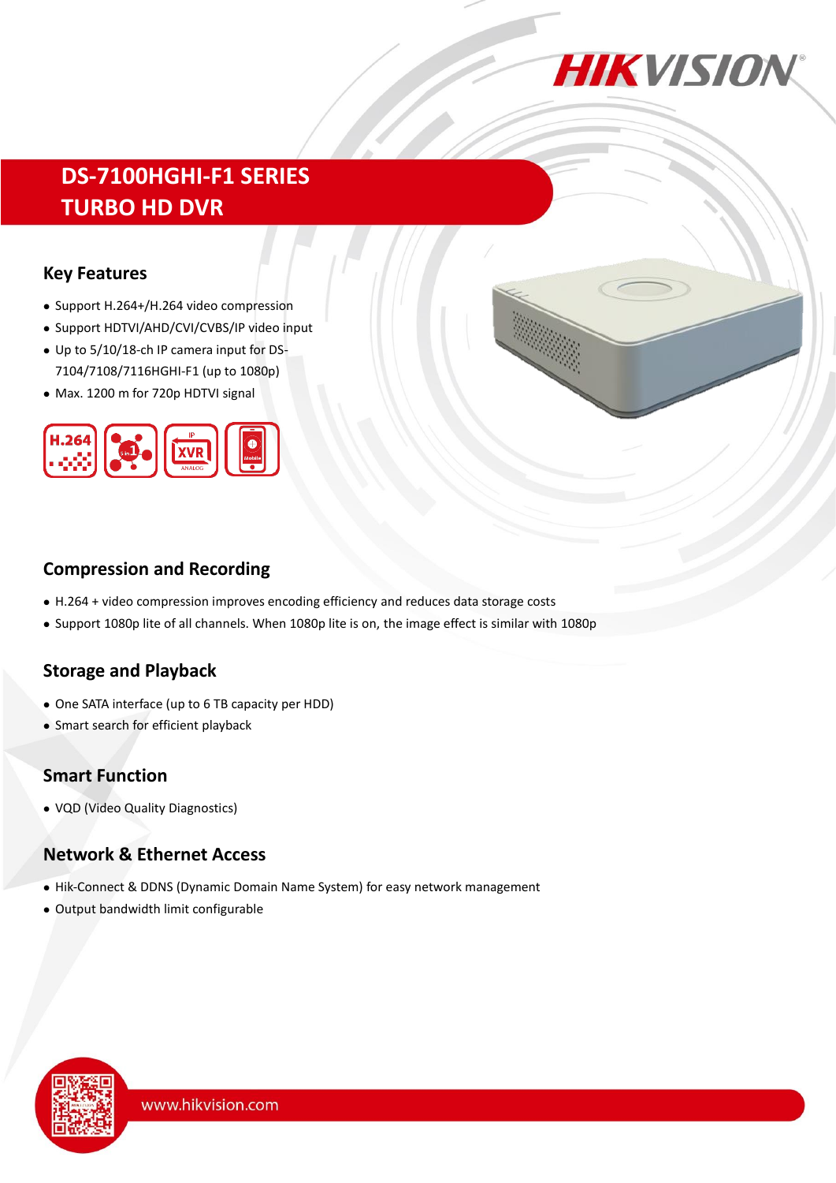# DS-7100HGHI-F1 SERIES
# TURBO HD DVR

## Key Features

- Support H.264+/H.264 video compression
- Support HDTVI/AHD/CVI/CVBS/IP video input
- Up to 5/10/18-ch IP camera input for DS-7104/7108/7116HGHI-F1 (up to 1080p)
- Max. 1200 m for 720p HDTVI signal

## Compression and Recording

- H.264 + video compression improves encoding efficiency and reduces data storage costs
- Support 1080p lite of all channels. When 1080p lite is on, the image effect is similar with 1080p

## Storage and Playback

- One SATA interface (up to 6 TB capacity per HDD)
- Smart search for efficient playback

## Smart Function

- VQD (Video Quality Diagnostics)

## Network & Ethernet Access

- Hik-Connect & DDNS (Dynamic Domain Name System) for easy network management
- Output bandwidth limit configurable

www.hikvision.com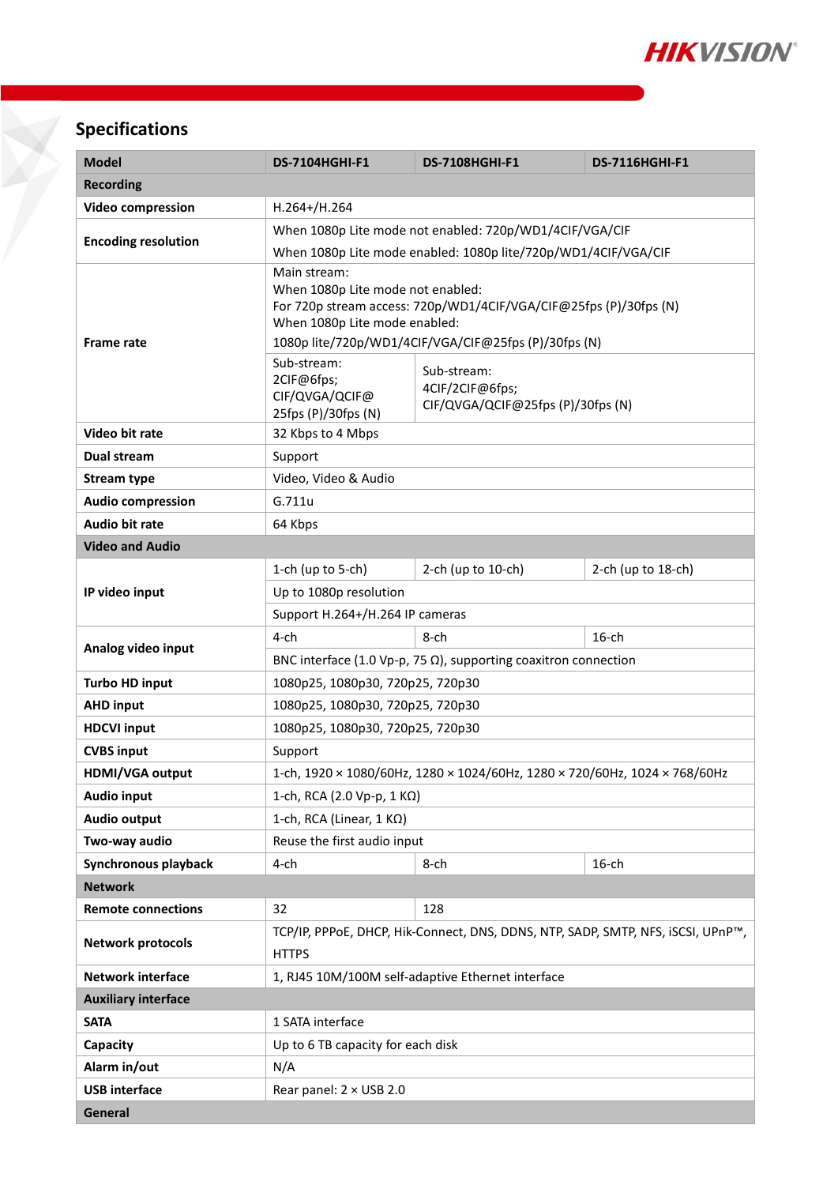## Specifications

| Model | DS-7104HGHI-F1 | DS-7108HGHI-F1 | DS-7116HGHI-F1 |
|---|---|---|---|
| **Recording** | | | |
| **Video compression** | H.264+/H.264 | | |
| **Encoding resolution** | When 1080p Lite mode not enabled: 720p/WD1/4CIF/VGA/CIF<br>When 1080p Lite mode enabled: 1080p lite/720p/WD1/4CIF/VGA/CIF | | |
| **Frame rate** | Main stream:<br>When 1080p Lite mode not enabled:<br>For 720p stream access: 720p/WD1/4CIF/VGA/CIF@25fps (P)/30fps (N)<br>When 1080p Lite mode enabled:<br>1080p lite/720p/WD1/4CIF/VGA/CIF@25fps (P)/30fps (N) | | |
| | Sub-stream:<br>2CIF@6fps;<br>CIF/QVGA/QCIF@<br>25fps (P)/30fps (N) | Sub-stream:<br>4CIF/2CIF@6fps;<br>CIF/QVGA/QCIF@25fps (P)/30fps (N) | |
| **Video bit rate** | 32 Kbps to 4 Mbps | | |
| **Dual stream** | Support | | |
| **Stream type** | Video, Video & Audio | | |
| **Audio compression** | G.711u | | |
| **Audio bit rate** | 64 Kbps | | |
| **Video and Audio** | | | |
| **IP video input** | 1-ch (up to 5-ch) | 2-ch (up to 10-ch) | 2-ch (up to 18-ch) |
| | Up to 1080p resolution | | |
| | Support H.264+/H.264 IP cameras | | |
| **Analog video input** | 4-ch | 8-ch | 16-ch |
| | BNC interface (1.0 Vp-p, 75 Ω), supporting coaxitron connection | | |
| **Turbo HD input** | 1080p25, 1080p30, 720p25, 720p30 | | |
| **AHD input** | 1080p25, 1080p30, 720p25, 720p30 | | |
| **HDCVI input** | 1080p25, 1080p30, 720p25, 720p30 | | |
| **CVBS input** | Support | | |
| **HDMI/VGA output** | 1-ch, 1920 × 1080/60Hz, 1280 × 1024/60Hz, 1280 × 720/60Hz, 1024 × 768/60Hz | | |
| **Audio input** | 1-ch, RCA (2.0 Vp-p, 1 KΩ) | | |
| **Audio output** | 1-ch, RCA (Linear, 1 KΩ) | | |
| **Two-way audio** | Reuse the first audio input | | |
| **Synchronous playback** | 4-ch | 8-ch | 16-ch |
| **Network** | | | |
| **Remote connections** | 32 | 128 | |
| **Network protocols** | TCP/IP, PPPoE, DHCP, Hik-Connect, DNS, DDNS, NTP, SADP, SMTP, NFS, iSCSI, UPnP™, HTTPS | | |
| **Network interface** | 1, RJ45 10M/100M self-adaptive Ethernet interface | | |
| **Auxiliary interface** | | | |
| **SATA** | 1 SATA interface | | |
| **Capacity** | Up to 6 TB capacity for each disk | | |
| **Alarm in/out** | N/A | | |
| **USB interface** | Rear panel: 2 × USB 2.0 | | |
| **General** | | | |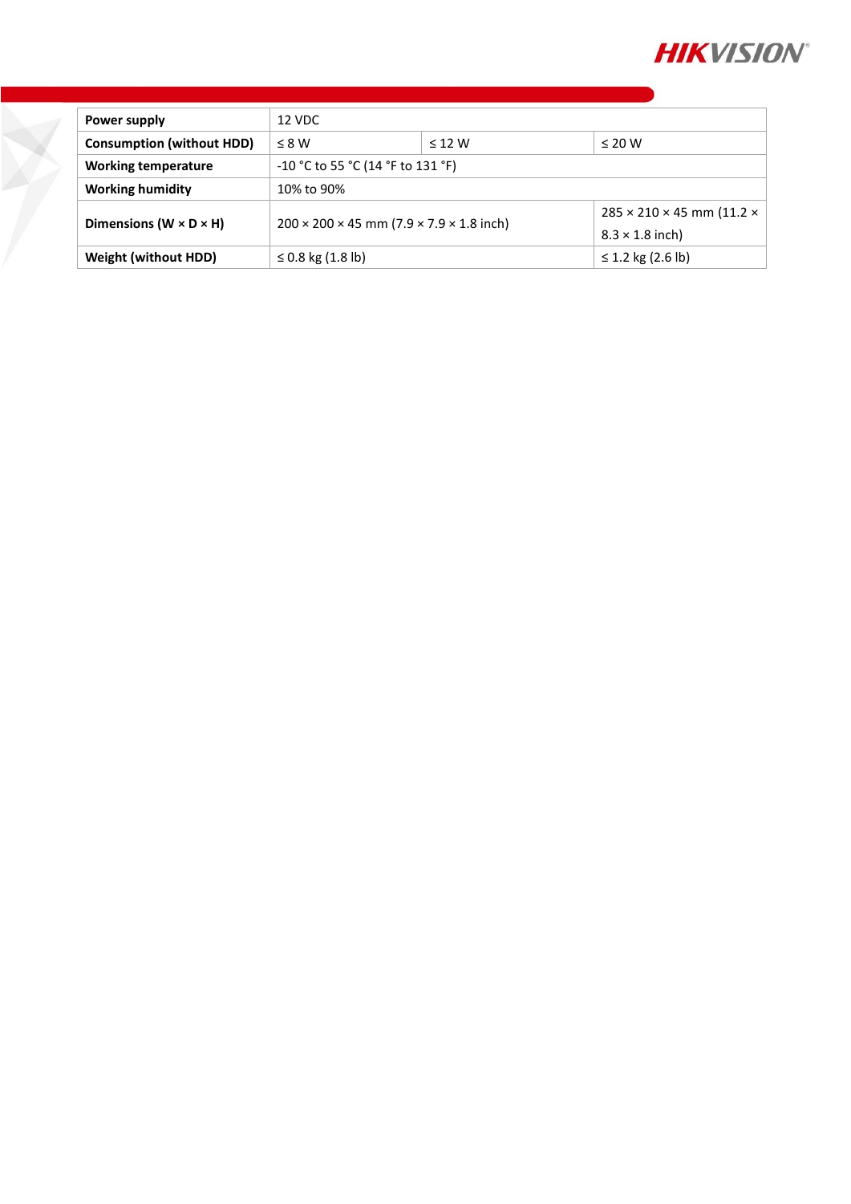| Power supply | 12 VDC | | |
| --- | --- | --- | --- |
| Consumption (without HDD) | ≤ 8 W | ≤ 12 W | ≤ 20 W |
| Working temperature | -10 °C to 55 °C (14 °F to 131 °F) | | |
| Working humidity | 10% to 90% | | |
| Dimensions (W × D × H) | 200 × 200 × 45 mm (7.9 × 7.9 × 1.8 inch) | | 285 × 210 × 45 mm (11.2 × 8.3 × 1.8 inch) |
| Weight (without HDD) | ≤ 0.8 kg (1.8 lb) | | ≤ 1.2 kg (2.6 lb) |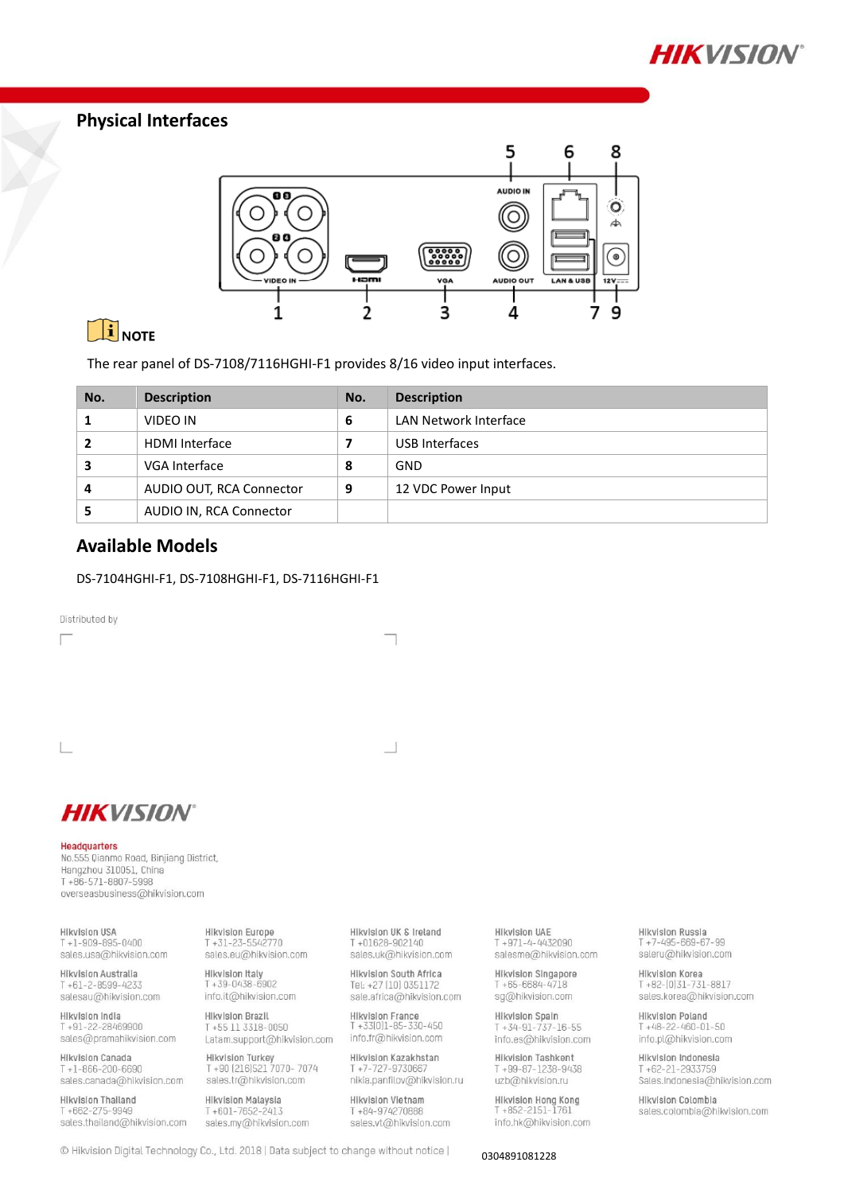## Physical Interfaces

5 6 8

AUDIO IN

VIDEO IN HDMI VGA AUDIO OUT LAN & USB 12V

1 2 3 4 7 9

NOTE

The rear panel of DS-7108/7116HGHI-F1 provides 8/16 video input interfaces.

| No. | Description | No. | Description |
|---|---|---|---|
| 1 | VIDEO IN | 6 | LAN Network Interface |
| 2 | HDMI Interface | 7 | USB Interfaces |
| 3 | VGA Interface | 8 | GND |
| 4 | AUDIO OUT, RCA Connector | 9 | 12 VDC Power Input |
| 5 | AUDIO IN, RCA Connector | | |

## Available Models

DS-7104HGHI-F1, DS-7108HGHI-F1, DS-7116HGHI-F1

Distributed by

**HIKVISION**

**Headquarters**
No.555 Qianmo Road, Binjiang District,
Hangzhou 310051, China
T +86-571-8807-5998
overseasbusiness@hikvision.com

Hikvision USA
T +1-909-895-0400
sales.usa@hikvision.com

Hikvision Europe
T +31-23-5542770
sales.eu@hikvision.com

Hikvision UK & Ireland
T +01628-902140
sales.uk@hikvision.com

Hikvision UAE
T +971-4-4432090
salesme@hikvision.com

Hikvision Russia
T +7-495-669-67-99
saleru@hikvision.com

Hikvision Australia
T +61-2-8599-4233
salesau@hikvision.com

Hikvision Italy
T +39-0438-6902
info.it@hikvision.com

Hikvision South Africa
Tel: +27 (10) 0351172
sale.africa@hikvision.com

Hikvision Singapore
T +65-6684-4718
sg@hikvision.com

Hikvision Korea
T +82-(0)31-731-8817
sales.korea@hikvision.com

Hikvision India
T +91-22-28469900
sales@pramahikvision.com

Hikvision Brazil
T +55 11 3318-0050
Latam.support@hikvision.com

Hikvision France
T +33(0)1-85-330-450
info.fr@hikvision.com

Hikvision Spain
T +34-91-737-16-55
info.es@hikvision.com

Hikvision Poland
T +48-22-460-01-50
info.pl@hikvision.com

Hikvision Canada
T +1-866-200-6690
sales.canada@hikvision.com

Hikvision Turkey
T +90 (216)521 7070- 7074
sales.tr@hikvision.com

Hikvision Kazakhstan
T +7-727-9730667
nikla.panfilov@hikvision.ru

Hikvision Tashkent
T +99-87-1238-9438
uzb@hikvision.ru

Hikvision Indonesia
T +62-21-2933759
Sales.Indonesia@hikvision.com

Hikvision Thailand
T +662-275-9949
sales.thailand@hikvision.com

Hikvision Malaysia
T +601-7652-2413
sales.my@hikvision.com

Hikvision Vietnam
T +84-974270888
sales.vt@hikvision.com

Hikvision Hong Kong
T +852-2151-1761
info.hk@hikvision.com

Hikvision Colombia
sales.colombia@hikvision.com

© Hikvision Digital Technology Co., Ltd. 2018 | Data subject to change without notice | 0304891081228